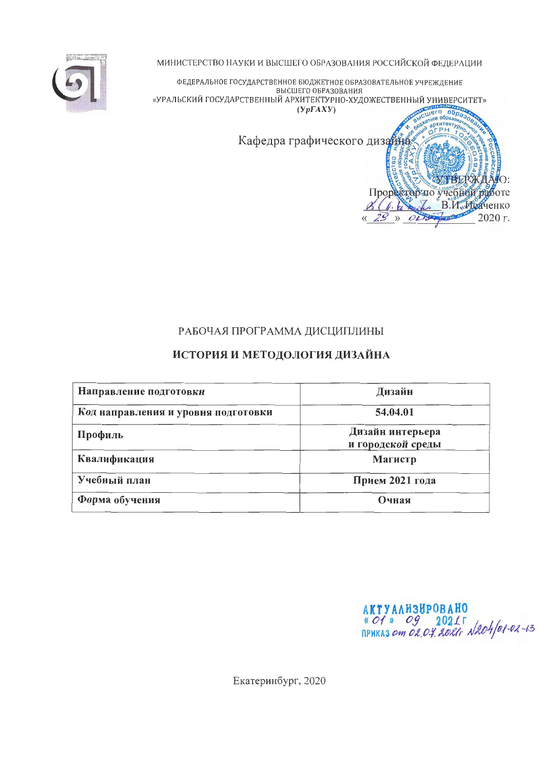МИНИСТЕРСТВО НАУКИ И ВЫСШЕГО ОБРАЗОВАНИЯ РОССИЙСКОЙ ФЕДЕРАЦИИ

ФЕДЕРАЛЬНОЕ ГОСУДАРСТВЕННОЕ БЮДЖЕТНОЕ ОБРАЗОВАТЕЛЬНОЕ УЧРЕЖДЕНИЕ ВЫСШЕГО ОБРАЗОВАНИЯ
«УРАЛЬСКИЙ ГОСУДАРСТВЕННЫЙ АРХИТЕКТУРНО-ХУДОЖЕСТВЕННЫЙ УНИВЕРСИТЕТ»
**(УрГАХУ)**

Кафедра графического дизайна

УТВЕРЖДАЮ:
Проректор по учебной работе
В.И. Исаченко
«23» октября 2020 г.

РАБОЧАЯ ПРОГРАММА ДИСЦИПЛИНЫ

**ИСТОРИЯ И МЕТОДОЛОГИЯ ДИЗАЙНА**

| | |
|---|---|
| **Направление подготовки** | **Дизайн** |
| **Код направления и уровня подготовки** | **54.04.01** |
| **Профиль** | **Дизайн интерьера и городской среды** |
| **Квалификация** | **Магистр** |
| **Учебный план** | **Прием 2021 года** |
| **Форма обучения** | **Очная** |

АКТУАЛИЗИРОВАНО
«01» 09 2021 г
ПРИКАЗ от 02.07.2021 №204/01-02-13

Екатеринбург, 2020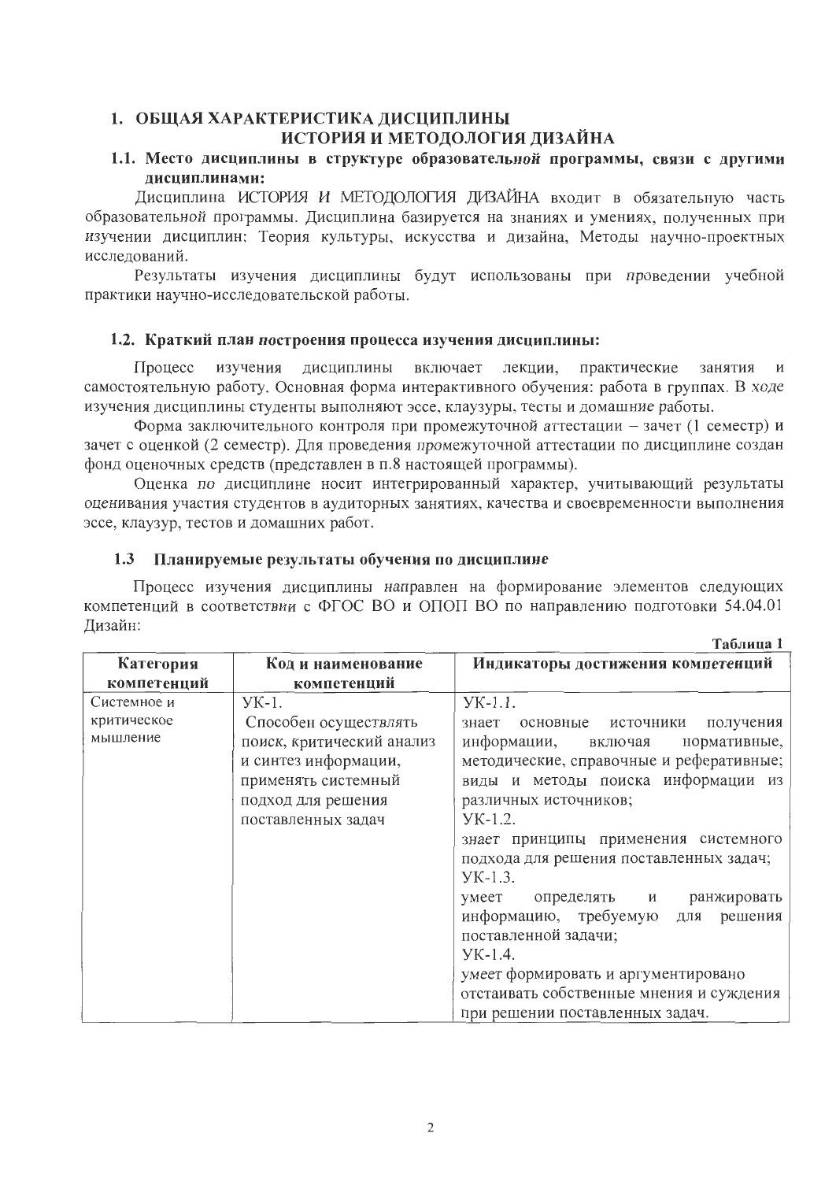# 1. ОБЩАЯ ХАРАКТЕРИСТИКА ДИСЦИПЛИНЫ ИСТОРИЯ И МЕТОДОЛОГИЯ ДИЗАЙНА

## 1.1. Место дисциплины в структуре образовательной программы, связи с другими дисциплинами:

Дисциплина ИСТОРИЯ И МЕТОДОЛОГИЯ ДИЗАЙНА входит в обязательную часть образовательной программы. Дисциплина базируется на знаниях и умениях, полученных при изучении дисциплин: Теория культуры, искусства и дизайна, Методы научно-проектных исследований.

Результаты изучения дисциплины будут использованы при проведении учебной практики научно-исследовательской работы.

## 1.2. Краткий план построения процесса изучения дисциплины:

Процесс изучения дисциплины включает лекции, практические занятия и самостоятельную работу. Основная форма интерактивного обучения: работа в группах. В ходе изучения дисциплины студенты выполняют эссе, клаузуры, тесты и домашние работы.

Форма заключительного контроля при промежуточной аттестации – зачет (1 семестр) и зачет с оценкой (2 семестр). Для проведения промежуточной аттестации по дисциплине создан фонд оценочных средств (представлен в п.8 настоящей программы).

Оценка по дисциплине носит интегрированный характер, учитывающий результаты оценивания участия студентов в аудиторных занятиях, качества и своевременности выполнения эссе, клаузур, тестов и домашних работ.

## 1.3 Планируемые результаты обучения по дисциплине

Процесс изучения дисциплины направлен на формирование элементов следующих компетенций в соответствии с ФГОС ВО и ОПОП ВО по направлению подготовки 54.04.01 Дизайн:

Таблица 1

| Категория компетенций | Код и наименование компетенций | Индикаторы достижения компетенций |
|---|---|---|
| Системное и критическое мышление | УК-1. Способен осуществлять поиск, критический анализ и синтез информации, применять системный подход для решения поставленных задач | УК-1.1. знает основные источники получения информации, включая нормативные, методические, справочные и реферативные; виды и методы поиска информации из различных источников; УК-1.2. знает принципы применения системного подхода для решения поставленных задач; УК-1.3. умеет определять и ранжировать информацию, требуемую для решения поставленной задачи; УК-1.4. умеет формировать и аргументировано отстаивать собственные мнения и суждения при решении поставленных задач. |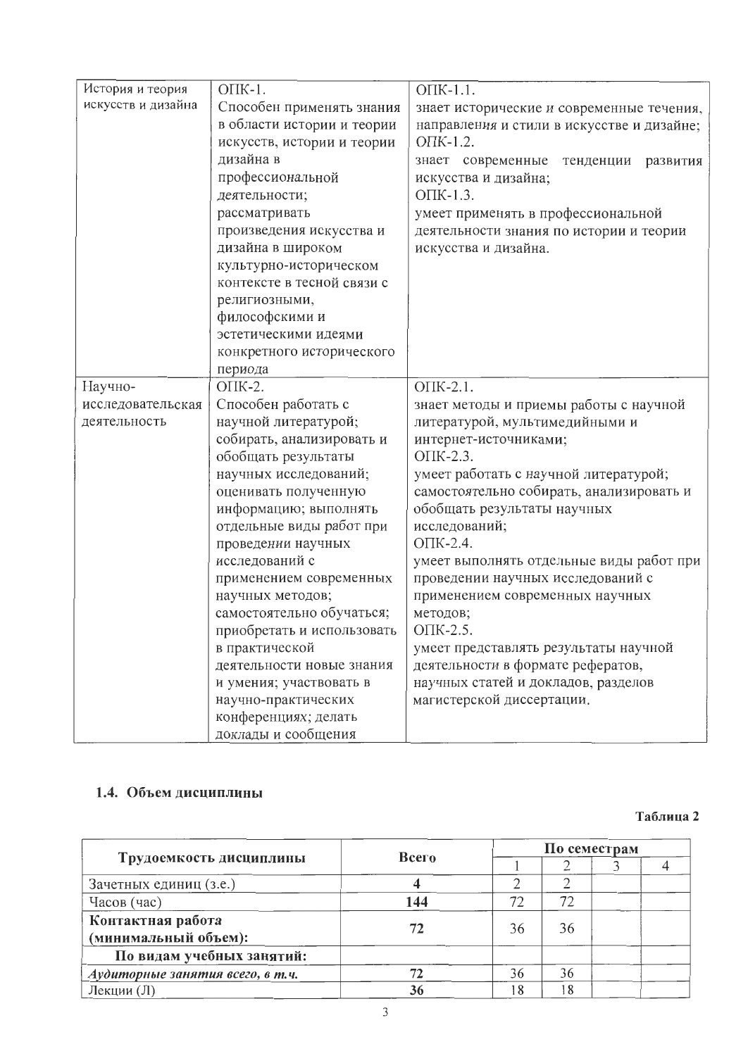| История и теория искусств и дизайна | ОПК-1. Способен применять знания в области истории и теории искусств, истории и теории дизайна в профессиональной деятельности; рассматривать произведения искусства и дизайна в широком культурно-историческом контексте в тесной связи с религиозными, философскими и эстетическими идеями конкретного исторического периода | ОПК-1.1. знает исторические и современные течения, направления и стили в искусстве и дизайне; ОПК-1.2. знает современные тенденции развития искусства и дизайна; ОПК-1.3. умеет применять в профессиональной деятельности знания по истории и теории искусства и дизайна. |
|---|---|---|
| Научно-исследовательская деятельность | ОПК-2. Способен работать с научной литературой; собирать, анализировать и обобщать результаты научных исследований; оценивать полученную информацию; выполнять отдельные виды работ при проведении научных исследований с применением современных научных методов; самостоятельно обучаться; приобретать и использовать в практической деятельности новые знания и умения; участвовать в научно-практических конференциях; делать доклады и сообщения | ОПК-2.1. знает методы и приемы работы с научной литературой, мультимедийными и интернет-источниками; ОПК-2.3. умеет работать с научной литературой; самостоятельно собирать, анализировать и обобщать результаты научных исследований; ОПК-2.4. умеет выполнять отдельные виды работ при проведении научных исследований с применением современных научных методов; ОПК-2.5. умеет представлять результаты научной деятельности в формате рефератов, научных статей и докладов, разделов магистерской диссертации. |

### 1.4. Объем дисциплины

**Таблица 2**

| Трудоемкость дисциплины | Всего | По семестрам | | | |
|---|---|---|---|---|---|
| | | 1 | 2 | 3 | 4 |
| Зачетных единиц (з.е.) | **4** | 2 | 2 | | |
| Часов (час) | **144** | 72 | 72 | | |
| **Контактная работа (минимальный объем):** | **72** | 36 | 36 | | |
| **По видам учебных занятий:** | | | | | |
| ***Аудиторные занятия всего, в т.ч.*** | **72** | 36 | 36 | | |
| Лекции (Л) | **36** | 18 | 18 | | |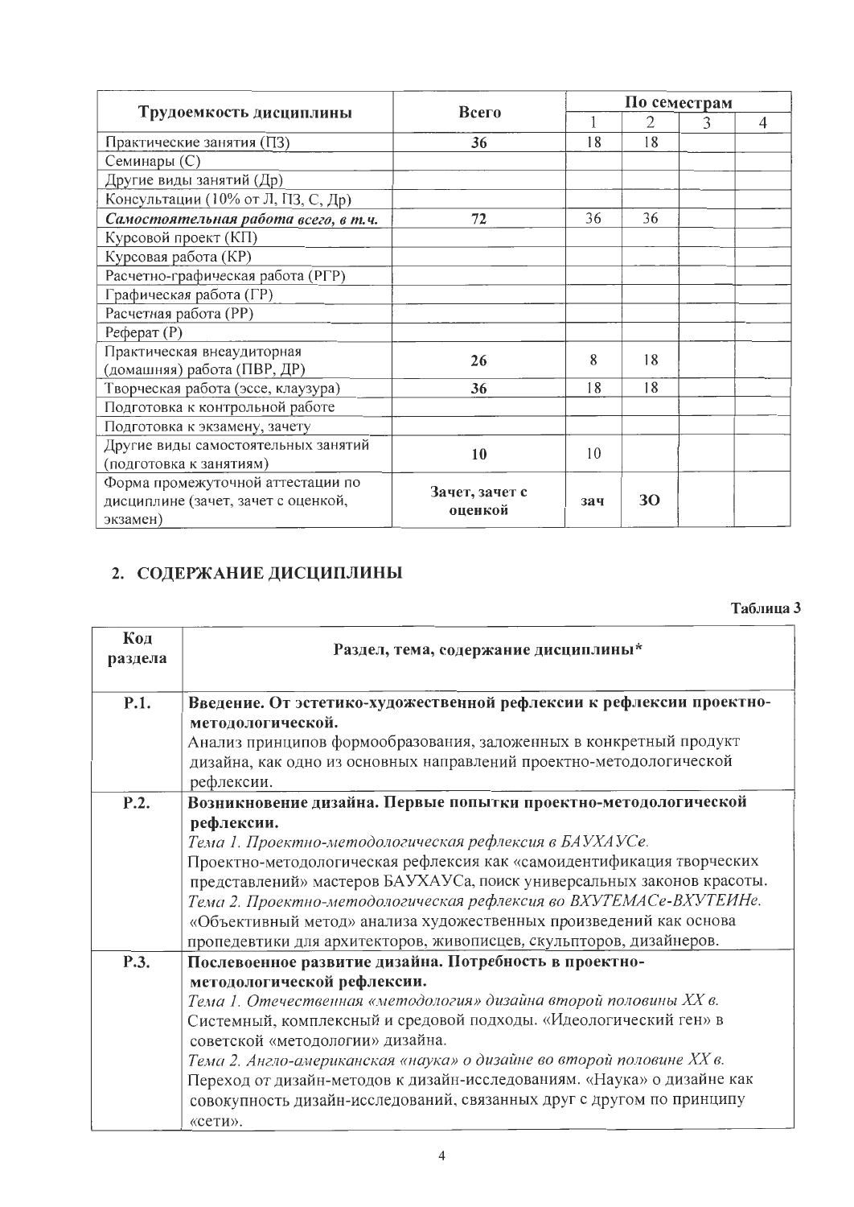| Трудоемкость дисциплины | Всего | По семестрам | | | |
|---|---|---|---|---|---|
| | | 1 | 2 | 3 | 4 |
| Практические занятия (ПЗ) | **36** | 18 | 18 | | |
| Семинары (С) | | | | | |
| Другие виды занятий (Др) | | | | | |
| Консультации (10% от Л, ПЗ, С, Др) | | | | | |
| ***Самостоятельная работа всего, в т.ч.*** | **72** | 36 | 36 | | |
| Курсовой проект (КП) | | | | | |
| Курсовая работа (КР) | | | | | |
| Расчетно-графическая работа (РГР) | | | | | |
| Графическая работа (ГР) | | | | | |
| Расчетная работа (РР) | | | | | |
| Реферат (Р) | | | | | |
| Практическая внеаудиторная (домашняя) работа (ПВР, ДР) | **26** | 8 | 18 | | |
| Творческая работа (эссе, клаузура) | **36** | 18 | 18 | | |
| Подготовка к контрольной работе | | | | | |
| Подготовка к экзамену, зачету | | | | | |
| Другие виды самостоятельных занятий (подготовка к занятиям) | **10** | 10 | | | |
| Форма промежуточной аттестации по дисциплине (зачет, зачет с оценкой, экзамен) | **Зачет, зачет с оценкой** | **зач** | **ЗО** | | |

## 2. СОДЕРЖАНИЕ ДИСЦИПЛИНЫ

**Таблица 3**

| Код раздела | Раздел, тема, содержание дисциплины* |
|---|---|
| **Р.1.** | **Введение. От эстетико-художественной рефлексии к рефлексии проектно-методологической.** Анализ принципов формообразования, заложенных в конкретный продукт дизайна, как одно из основных направлений проектно-методологической рефлексии. |
| **Р.2.** | **Возникновение дизайна. Первые попытки проектно-методологической рефлексии.** *Тема 1. Проектно-методологическая рефлексия в БАУХАУСе.* Проектно-методологическая рефлексия как «самоидентификация творческих представлений» мастеров БАУХАУСа, поиск универсальных законов красоты. *Тема 2. Проектно-методологическая рефлексия во ВХУТЕМАСе-ВХУТЕИНе.* «Объективный метод» анализа художественных произведений как основа пропедевтики для архитекторов, живописцев, скульпторов, дизайнеров. |
| **Р.3.** | **Послевоенное развитие дизайна. Потребность в проектно-методологической рефлексии.** *Тема 1. Отечественная «методология» дизайна второй половины XX в.* Системный, комплексный и средовой подходы. «Идеологический ген» в советской «методологии» дизайна. *Тема 2. Англо-американская «наука» о дизайне во второй половине XX в.* Переход от дизайн-методов к дизайн-исследованиям. «Наука» о дизайне как совокупность дизайн-исследований, связанных друг с другом по принципу «сети». |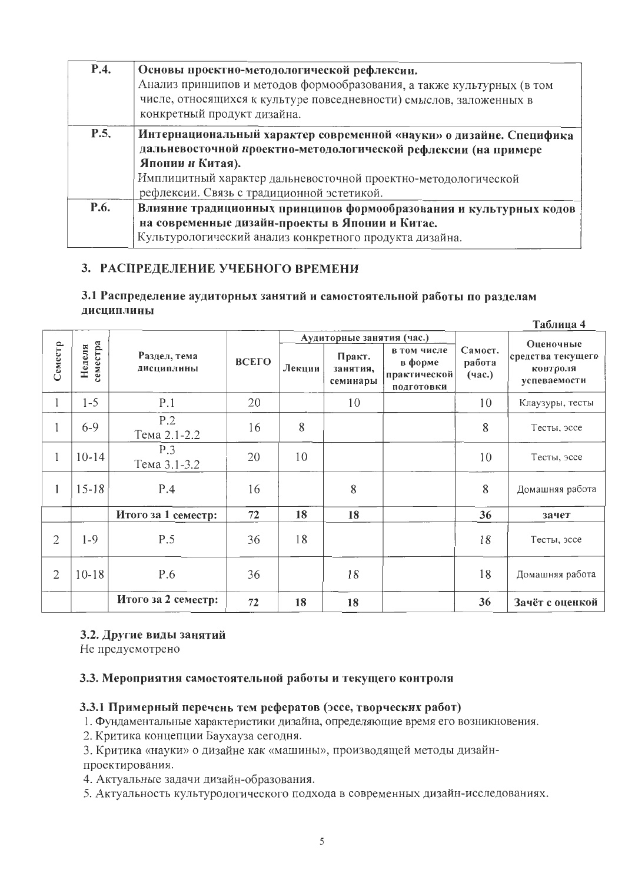| | |
|---|---|
| P.4. | **Основы проектно-методологической рефлексии.** Анализ принципов и методов формообразования, а также культурных (в том числе, относящихся к культуре повседневности) смыслов, заложенных в конкретный продукт дизайна. |
| P.5. | **Интернациональный характер современной «науки» о дизайне. Специфика дальневосточной проектно-методологической рефлексии (на примере Японии и Китая).** Имплицитный характер дальневосточной проектно-методологической рефлексии. Связь с традиционной эстетикой. |
| P.6. | **Влияние традиционных принципов формообразования и культурных кодов на современные дизайн-проекты в Японии и Китае.** Культурологический анализ конкретного продукта дизайна. |

## 3. РАСПРЕДЕЛЕНИЕ УЧЕБНОГО ВРЕМЕНИ

### 3.1 Распределение аудиторных занятий и самостоятельной работы по разделам дисциплины

**Таблица 4**

| Семестр | Неделя семестра | Раздел, тема дисциплины | ВСЕГО | Аудиторные занятия (час.) | | | Самост. работа (час.) | Оценочные средства текущего контроля успеваемости |
|---|---|---|---|---|---|---|---|---|
| | | | | Лекции | Практ. занятия, семинары | в том числе в форме практической подготовки | | |
| 1 | 1-5 | P.1 | 20 | | 10 | | 10 | Клаузуры, тесты |
| 1 | 6-9 | P.2 Тема 2.1-2.2 | 16 | 8 | | | 8 | Тесты, эссе |
| 1 | 10-14 | P.3 Тема 3.1-3.2 | 20 | 10 | | | 10 | Тесты, эссе |
| 1 | 15-18 | P.4 | 16 | | 8 | | 8 | Домашняя работа |
| | | **Итого за 1 семестр:** | **72** | **18** | **18** | | **36** | **зачет** |
| 2 | 1-9 | P.5 | 36 | 18 | | | 18 | Тесты, эссе |
| 2 | 10-18 | P.6 | 36 | | 18 | | 18 | Домашняя работа |
| | | **Итого за 2 семестр:** | **72** | **18** | **18** | | **36** | **Зачёт с оценкой** |

### 3.2. Другие виды занятий

Не предусмотрено

### 3.3. Мероприятия самостоятельной работы и текущего контроля

#### 3.3.1 Примерный перечень тем рефератов (эссе, творческих работ)

1. Фундаментальные характеристики дизайна, определяющие время его возникновения.
2. Критика концепции Баухауза сегодня.
3. Критика «науки» о дизайне как «машины», производящей методы дизайн-проектирования.
4. Актуальные задачи дизайн-образования.
5. Актуальность культурологического подхода в современных дизайн-исследованиях.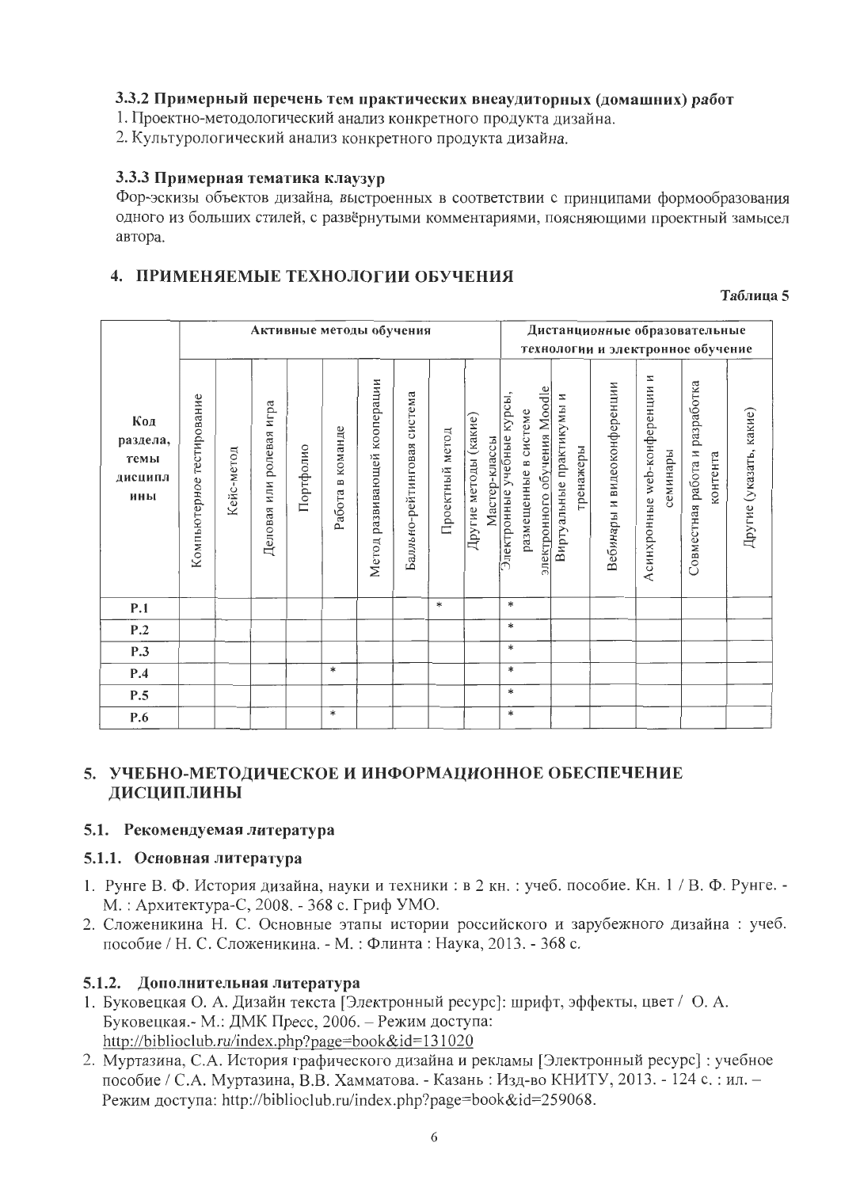### 3.3.2 Примерный перечень тем практических внеаудиторных (домашних) работ

1. Проектно-методологический анализ конкретного продукта дизайна.
2. Культурологический анализ конкретного продукта дизайна.

### 3.3.3 Примерная тематика клаузур

Фор-эскизы объектов дизайна, выстроенных в соответствии с принципами формообразования одного из больших стилей, с развёрнутыми комментариями, поясняющими проектный замысел автора.

## 4. ПРИМЕНЯЕМЫЕ ТЕХНОЛОГИИ ОБУЧЕНИЯ

**Таблица 5**

| Код раздела, темы дисциплины | Активные методы обучения | | | | | | | | | Дистанционные образовательные технологии и электронное обучение | | | | | |
|---|---|---|---|---|---|---|---|---|---|---|---|---|---|---|---|
| | Компьютерное тестирование | Кейс-метод | Деловая или ролевая игра | Портфолио | Работа в команде | Метод развивающей кооперации | Балльно-рейтинговая система | Проектный метод | Другие методы (какие) Мастер-классы | Электронные учебные курсы, размещенные в системе электронного обучения Moodle | Виртуальные практикумы и тренажеры | Вебинары и видеоконференции | Асинхронные web-конференции и семинары | Совместная работа и разработка контента | Другие (указать, какие) |
| Р.1 | | | | | | | | * | | * | | | | | |
| Р.2 | | | | | | | | | | * | | | | | |
| Р.3 | | | | | | | | | | * | | | | | |
| Р.4 | | | | | * | | | | | * | | | | | |
| Р.5 | | | | | | | | | | * | | | | | |
| Р.6 | | | | | * | | | | | * | | | | | |

## 5. УЧЕБНО-МЕТОДИЧЕСКОЕ И ИНФОРМАЦИОННОЕ ОБЕСПЕЧЕНИЕ ДИСЦИПЛИНЫ

### 5.1. Рекомендуемая литература

### 5.1.1. Основная литература

1. Рунге В. Ф. История дизайна, науки и техники : в 2 кн. : учеб. пособие. Кн. 1 / В. Ф. Рунге. - М. : Архитектура-С, 2008. - 368 с. Гриф УМО.
2. Сложеникина Н. С. Основные этапы истории российского и зарубежного дизайна : учеб. пособие / Н. С. Сложеникина. - М. : Флинта : Наука, 2013. - 368 с.

### 5.1.2. Дополнительная литература

1. Буковецкая О. А. Дизайн текста [Электронный ресурс]: шрифт, эффекты, цвет / О. А. Буковецкая.- М.: ДМК Пресс, 2006. – Режим доступа: http://biblioclub.ru/index.php?page=book&id=131020
2. Муртазина, С.А. История графического дизайна и рекламы [Электронный ресурс] : учебное пособие / С.А. Муртазина, В.В. Хамматова. - Казань : Изд-во КНИТУ, 2013. - 124 с. : ил. – Режим доступа: http://biblioclub.ru/index.php?page=book&id=259068.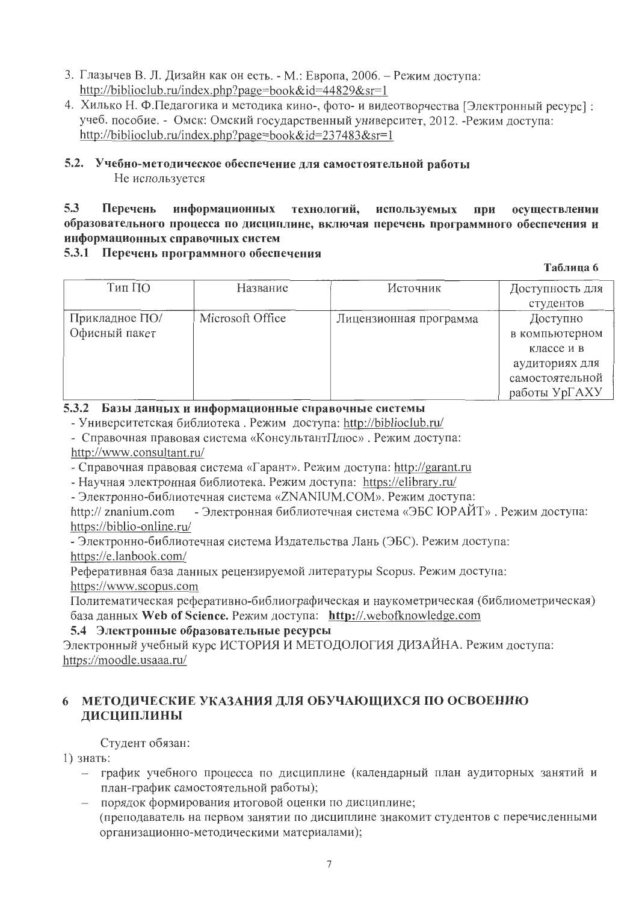3. Глазычев В. Л. Дизайн как он есть. - М.: Европа, 2006. – Режим доступа: http://biblioclub.ru/index.php?page=book&id=44829&sr=1
4. Хилько Н. Ф.Педагогика и методика кино-, фото- и видеотворчества [Электронный ресурс] : учеб. пособие. - Омск: Омский государственный университет, 2012. -Режим доступа: http://biblioclub.ru/index.php?page=book&id=237483&sr=1

### 5.2. Учебно-методическое обеспечение для самостоятельной работы

Не используется

### 5.3 Перечень информационных технологий, используемых при осуществлении образовательного процесса по дисциплине, включая перечень программного обеспечения и информационных справочных систем

#### 5.3.1 Перечень программного обеспечения

**Таблица 6**

| Тип ПО | Название | Источник | Доступность для студентов |
|---|---|---|---|
| Прикладное ПО/ Офисный пакет | Microsoft Office | Лицензионная программа | Доступно в компьютерном классе и в аудиториях для самостоятельной работы УрГАХУ |

#### 5.3.2 Базы данных и информационные справочные системы

- Университетская библиотека . Режим доступа: http://biblioclub.ru/
- Справочная правовая система «КонсультантПлюс» . Режим доступа: http://www.consultant.ru/
- Справочная правовая система «Гарант». Режим доступа: http://garant.ru
- Научная электронная библиотека. Режим доступа: https://elibrary.ru/
- Электронно-библиотечная система «ZNANIUM.COM». Режим доступа: http:// znanium.com
- Электронная библиотечная система «ЭБС ЮРАЙТ» . Режим доступа: https://biblio-online.ru/
- Электронно-библиотечная система Издательства Лань (ЭБС). Режим доступа: https://e.lanbook.com/

Реферативная база данных рецензируемой литературы Scopus. Режим доступа: https://www.scopus.com

Политематическая реферативно-библиографическая и наукометрическая (библиометрическая) база данных **Web of Science.** Режим доступа: **http://.webofknowledge.com**

### 5.4 Электронные образовательные ресурсы

Электронный учебный курс ИСТОРИЯ И МЕТОДОЛОГИЯ ДИЗАЙНА. Режим доступа: https://moodle.usaaa.ru/

## 6 МЕТОДИЧЕСКИЕ УКАЗАНИЯ ДЛЯ ОБУЧАЮЩИХСЯ ПО ОСВОЕНИЮ ДИСЦИПЛИНЫ

Студент обязан:

1) знать:
- график учебного процесса по дисциплине (календарный план аудиторных занятий и план-график самостоятельной работы);
- порядок формирования итоговой оценки по дисциплине;
(преподаватель на первом занятии по дисциплине знакомит студентов с перечисленными организационно-методическими материалами);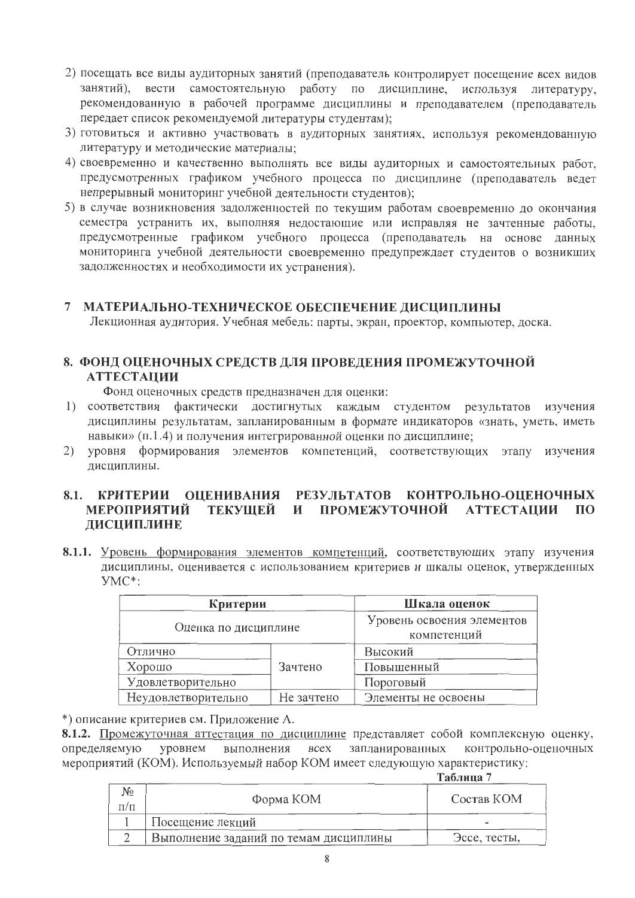2) посещать все виды аудиторных занятий (преподаватель контролирует посещение всех видов занятий), вести самостоятельную работу по дисциплине, используя литературу, рекомендованную в рабочей программе дисциплины и преподавателем (преподаватель передает список рекомендуемой литературы студентам);
3) готовиться и активно участвовать в аудиторных занятиях, используя рекомендованную литературу и методические материалы;
4) своевременно и качественно выполнять все виды аудиторных и самостоятельных работ, предусмотренных графиком учебного процесса по дисциплине (преподаватель ведет непрерывный мониторинг учебной деятельности студентов);
5) в случае возникновения задолженностей по текущим работам своевременно до окончания семестра устранить их, выполняя недостающие или исправляя не зачтенные работы, предусмотренные графиком учебного процесса (преподаватель на основе данных мониторинга учебной деятельности своевременно предупреждает студентов о возникших задолженностях и необходимости их устранения).

## 7 МАТЕРИАЛЬНО-ТЕХНИЧЕСКОЕ ОБЕСПЕЧЕНИЕ ДИСЦИПЛИНЫ

Лекционная аудитория. Учебная мебель: парты, экран, проектор, компьютер, доска.

## 8. ФОНД ОЦЕНОЧНЫХ СРЕДСТВ ДЛЯ ПРОВЕДЕНИЯ ПРОМЕЖУТОЧНОЙ АТТЕСТАЦИИ

Фонд оценочных средств предназначен для оценки:

1) соответствия фактически достигнутых каждым студентом результатов изучения дисциплины результатам, запланированным в формате индикаторов «знать, уметь, иметь навыки» (п.1.4) и получения интегрированной оценки по дисциплине;
2) уровня формирования элементов компетенций, соответствующих этапу изучения дисциплины.

### 8.1. КРИТЕРИИ ОЦЕНИВАНИЯ РЕЗУЛЬТАТОВ КОНТРОЛЬНО-ОЦЕНОЧНЫХ МЕРОПРИЯТИЙ ТЕКУЩЕЙ И ПРОМЕЖУТОЧНОЙ АТТЕСТАЦИИ ПО ДИСЦИПЛИНЕ

**8.1.1.** Уровень формирования элементов компетенций, соответствующих этапу изучения дисциплины, оценивается с использованием критериев и шкалы оценок, утвержденных УМС*:

| Критерии | | Шкала оценок |
|---|---|---|
| Оценка по дисциплине | | Уровень освоения элементов компетенций |
| Отлично | Зачтено | Высокий |
| Хорошо | | Повышенный |
| Удовлетворительно | | Пороговый |
| Неудовлетворительно | Не зачтено | Элементы не освоены |

*) описание критериев см. Приложение А.

**8.1.2.** Промежуточная аттестация по дисциплине представляет собой комплексную оценку, определяемую уровнем выполнения всех запланированных контрольно-оценочных мероприятий (КОМ). Используемый набор КОМ имеет следующую характеристику:

**Таблица 7**

| № п/п | Форма КОМ | Состав КОМ |
|---|---|---|
| 1 | Посещение лекций | - |
| 2 | Выполнение заданий по темам дисциплины | Эссе, тесты, |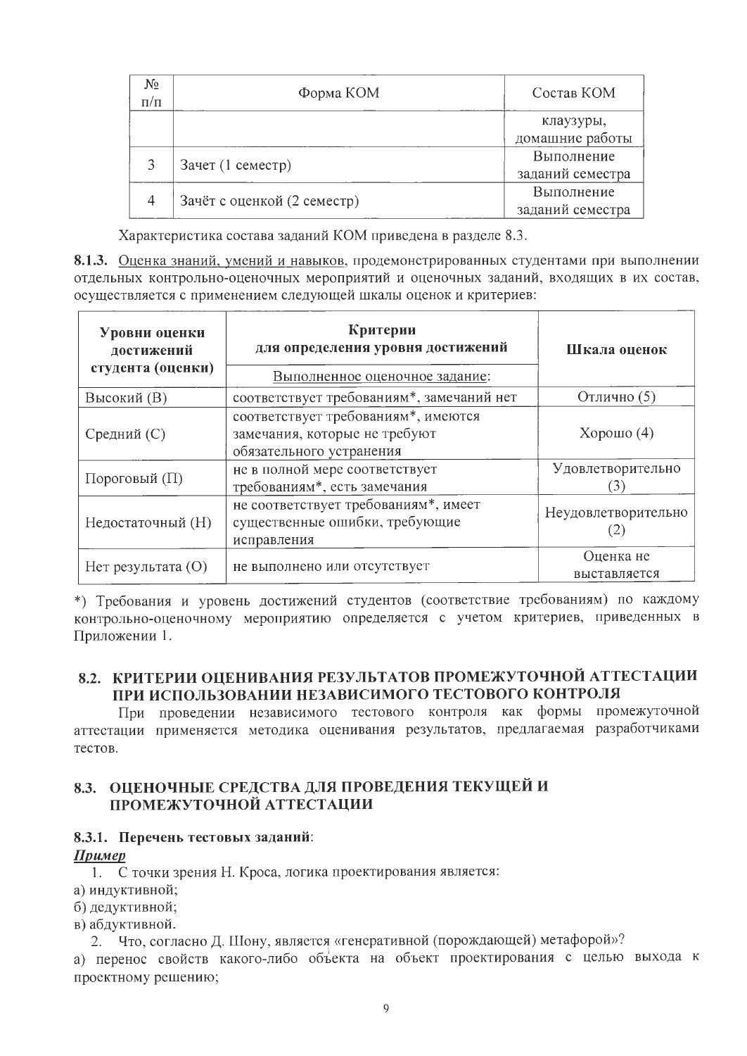| № п/п | Форма КОМ | Состав КОМ |
|---|---|---|
| | | клаузуры, домашние работы |
| 3 | Зачет (1 семестр) | Выполнение заданий семестра |
| 4 | Зачёт с оценкой (2 семестр) | Выполнение заданий семестра |

Характеристика состава заданий КОМ приведена в разделе 8.3.

**8.1.3.** Оценка знаний, умений и навыков, продемонстрированных студентами при выполнении отдельных контрольно-оценочных мероприятий и оценочных заданий, входящих в их состав, осуществляется с применением следующей шкалы оценок и критериев:

| Уровни оценки достижений студента (оценки) | Критерии для определения уровня достижений<br>Выполненное оценочное задание: | Шкала оценок |
|---|---|---|
| Высокий (В) | соответствует требованиям*, замечаний нет | Отлично (5) |
| Средний (С) | соответствует требованиям*, имеются замечания, которые не требуют обязательного устранения | Хорошо (4) |
| Пороговый (П) | не в полной мере соответствует требованиям*, есть замечания | Удовлетворительно (3) |
| Недостаточный (Н) | не соответствует требованиям*, имеет существенные ошибки, требующие исправления | Неудовлетворительно (2) |
| Нет результата (О) | не выполнено или отсутствует | Оценка не выставляется |

*) Требования и уровень достижений студентов (соответствие требованиям) по каждому контрольно-оценочному мероприятию определяется с учетом критериев, приведенных в Приложении 1.

## 8.2. КРИТЕРИИ ОЦЕНИВАНИЯ РЕЗУЛЬТАТОВ ПРОМЕЖУТОЧНОЙ АТТЕСТАЦИИ ПРИ ИСПОЛЬЗОВАНИИ НЕЗАВИСИМОГО ТЕСТОВОГО КОНТРОЛЯ

При проведении независимого тестового контроля как формы промежуточной аттестации применяется методика оценивания результатов, предлагаемая разработчиками тестов.

## 8.3. ОЦЕНОЧНЫЕ СРЕДСТВА ДЛЯ ПРОВЕДЕНИЯ ТЕКУЩЕЙ И ПРОМЕЖУТОЧНОЙ АТТЕСТАЦИИ

### 8.3.1. Перечень тестовых заданий:

***Пример***

1. С точки зрения Н. Кроса, логика проектирования является:

а) индуктивной;
б) дедуктивной;
в) абдуктивной.

2. Что, согласно Д. Шону, является «генеративной (порождающей) метафорой»?

а) перенос свойств какого-либо объекта на объект проектирования с целью выхода к проектному решению;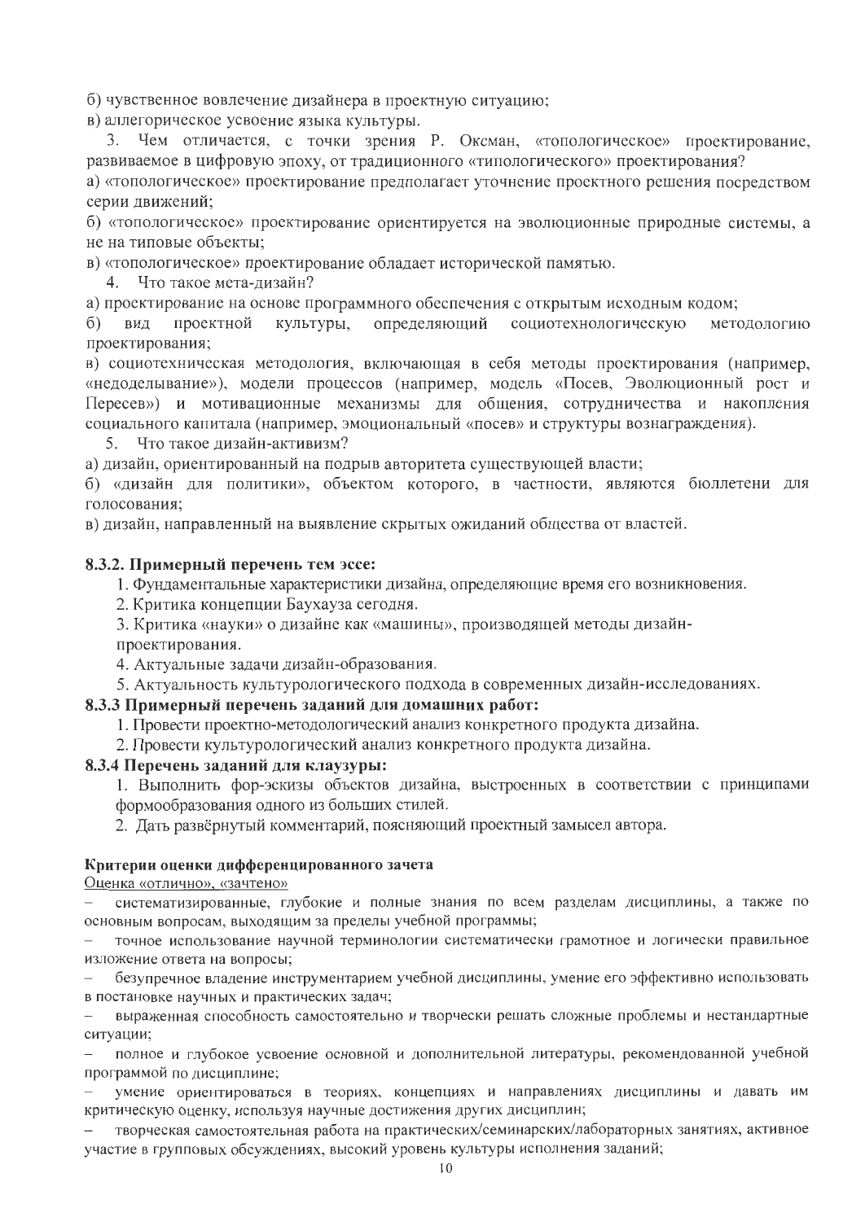б) чувственное вовлечение дизайнера в проектную ситуацию;

в) аллегорическое усвоение языка культуры.

3. Чем отличается, с точки зрения Р. Оксман, «топологическое» проектирование, развиваемое в цифровую эпоху, от традиционного «типологического» проектирования?

а) «топологическое» проектирование предполагает уточнение проектного решения посредством серии движений;

б) «топологическое» проектирование ориентируется на эволюционные природные системы, а не на типовые объекты;

в) «топологическое» проектирование обладает исторической памятью.

4. Что такое мета-дизайн?

а) проектирование на основе программного обеспечения с открытым исходным кодом;

б) вид проектной культуры, определяющий социотехнологическую методологию проектирования;

в) социотехническая методология, включающая в себя методы проектирования (например, «недоделывание»), модели процессов (например, модель «Посев, Эволюционный рост и Пересев») и мотивационные механизмы для общения, сотрудничества и накопления социального капитала (например, эмоциональный «посев» и структуры вознаграждения).

5. Что такое дизайн-активизм?

а) дизайн, ориентированный на подрыв авторитета существующей власти;

б) «дизайн для политики», объектом которого, в частности, являются бюллетени для голосования;

в) дизайн, направленный на выявление скрытых ожиданий общества от властей.

#### 8.3.2. Примерный перечень тем эссе:

1. Фундаментальные характеристики дизайна, определяющие время его возникновения.
2. Критика концепции Баухауза сегодня.
3. Критика «науки» о дизайне как «машины», производящей методы дизайн-проектирования.
4. Актуальные задачи дизайн-образования.
5. Актуальность культурологического подхода в современных дизайн-исследованиях.

#### 8.3.3 Примерный перечень заданий для домашних работ:

1. Провести проектно-методологический анализ конкретного продукта дизайна.
2. Провести культурологический анализ конкретного продукта дизайна.

#### 8.3.4 Перечень заданий для клаузуры:

1. Выполнить фор-эскизы объектов дизайна, выстроенных в соответствии с принципами формообразования одного из больших стилей.
2. Дать развёрнутый комментарий, поясняющий проектный замысел автора.

**Критерии оценки дифференцированного зачета**

Оценка «отлично», «зачтено»

- систематизированные, глубокие и полные знания по всем разделам дисциплины, а также по основным вопросам, выходящим за пределы учебной программы;
- точное использование научной терминологии систематически грамотное и логически правильное изложение ответа на вопросы;
- безупречное владение инструментарием учебной дисциплины, умение его эффективно использовать в постановке научных и практических задач;
- выраженная способность самостоятельно и творчески решать сложные проблемы и нестандартные ситуации;
- полное и глубокое усвоение основной и дополнительной литературы, рекомендованной учебной программой по дисциплине;
- умение ориентироваться в теориях, концепциях и направлениях дисциплины и давать им критическую оценку, используя научные достижения других дисциплин;
- творческая самостоятельная работа на практических/семинарских/лабораторных занятиях, активное участие в групповых обсуждениях, высокий уровень культуры исполнения заданий;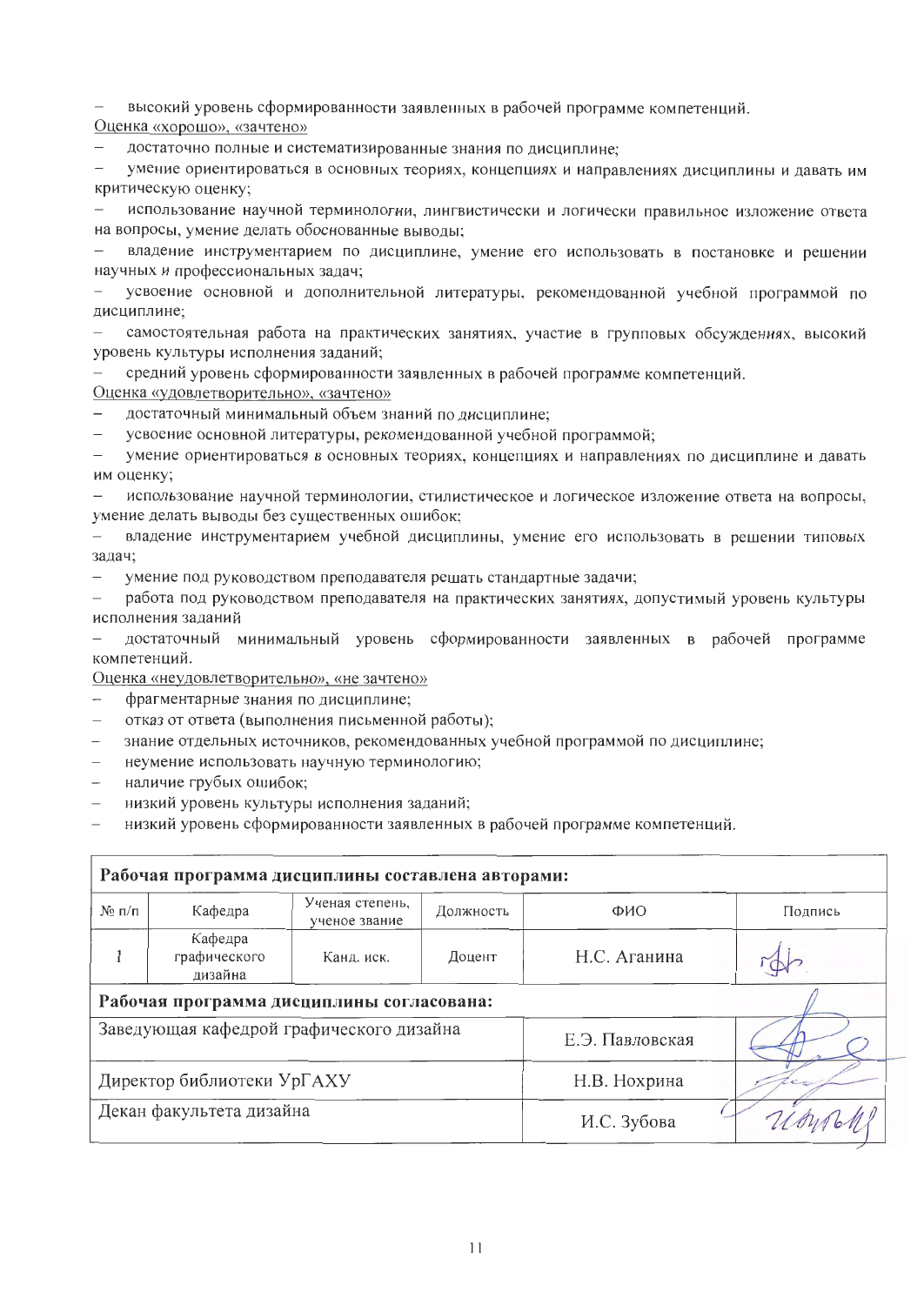- высокий уровень сформированности заявленных в рабочей программе компетенций.

Оценка «хорошо», «зачтено»

- достаточно полные и систематизированные знания по дисциплине;
- умение ориентироваться в основных теориях, концепциях и направлениях дисциплины и давать им критическую оценку;
- использование научной терминологии, лингвистически и логически правильное изложение ответа на вопросы, умение делать обоснованные выводы;
- владение инструментарием по дисциплине, умение его использовать в постановке и решении научных и профессиональных задач;
- усвоение основной и дополнительной литературы, рекомендованной учебной программой по дисциплине;
- самостоятельная работа на практических занятиях, участие в групповых обсуждениях, высокий уровень культуры исполнения заданий;
- средний уровень сформированности заявленных в рабочей программе компетенций.

Оценка «удовлетворительно», «зачтено»

- достаточный минимальный объем знаний по дисциплине;
- усвоение основной литературы, рекомендованной учебной программой;
- умение ориентироваться в основных теориях, концепциях и направлениях по дисциплине и давать им оценку;
- использование научной терминологии, стилистическое и логическое изложение ответа на вопросы, умение делать выводы без существенных ошибок;
- владение инструментарием учебной дисциплины, умение его использовать в решении типовых задач;
- умение под руководством преподавателя решать стандартные задачи;
- работа под руководством преподавателя на практических занятиях, допустимый уровень культуры исполнения заданий
- достаточный минимальный уровень сформированности заявленных в рабочей программе компетенций.

Оценка «неудовлетворительно», «не зачтено»

- фрагментарные знания по дисциплине;
- отказ от ответа (выполнения письменной работы);
- знание отдельных источников, рекомендованных учебной программой по дисциплине;
- неумение использовать научную терминологию;
- наличие грубых ошибок;
- низкий уровень культуры исполнения заданий;
- низкий уровень сформированности заявленных в рабочей программе компетенций.

**Рабочая программа дисциплины составлена авторами:**

| № п/п | Кафедра | Ученая степень, ученое звание | Должность | ФИО | Подпись |
|---|---|---|---|---|---|
| 1 | Кафедра графического дизайна | Канд. иск. | Доцент | Н.С. Аганина | |

**Рабочая программа дисциплины согласована:**

| | | |
|---|---|---|
| Заведующая кафедрой графического дизайна | Е.Э. Павловская | |
| Директор библиотеки УрГАХУ | Н.В. Нохрина | |
| Декан факультета дизайна | И.С. Зубова | |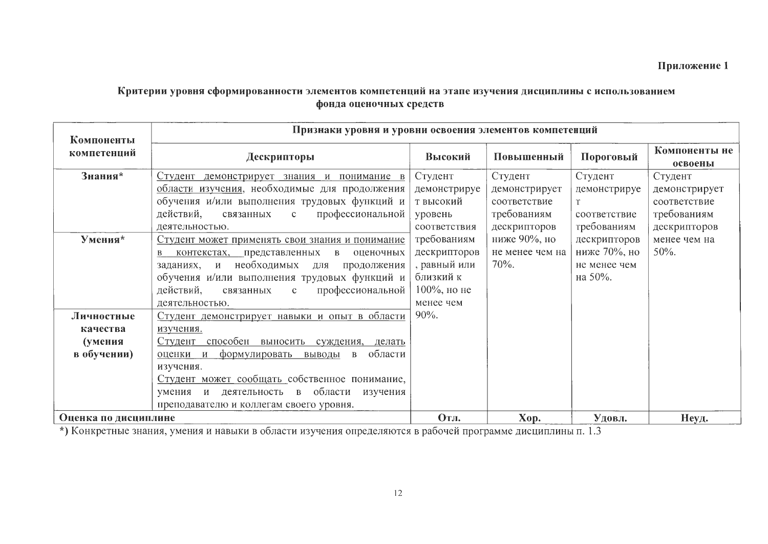**Приложение 1**

**Критерии уровня сформированности элементов компетенций на этапе изучения дисциплины с использованием фонда оценочных средств**

| Компоненты компетенций | Признаки уровня и уровни освоения элементов компетенций | | | | |
|---|---|---|---|---|---|
| | **Дескрипторы** | **Высокий** | **Повышенный** | **Пороговый** | **Компоненты не освоены** |
| **Знания*** | Студент демонстрирует знания и понимание в области изучения, необходимые для продолжения обучения и/или выполнения трудовых функций и действий, связанных с профессиональной деятельностью. | Студент демонстрирует высокий уровень соответствия требованиям дескрипторов, равный или близкий к 100%, но не менее чем 90%. | Студент демонстрирует соответствие требованиям дескрипторов ниже 90%, но не менее чем на 70%. | Студент демонстрирует соответствие требованиям дескрипторов ниже 70%, но не менее чем на 50%. | Студент демонстрирует соответствие требованиям дескрипторов менее чем на 50%. |
| **Умения*** | Студент может применять свои знания и понимание в контекстах, представленных в оценочных заданиях, и необходимых для продолжения обучения и/или выполнения трудовых функций и действий, связанных с профессиональной деятельностью. | | | | |
| **Личностные качества (умения в обучении)** | Студент демонстрирует навыки и опыт в области изучения. Студент способен выносить суждения, делать оценки и формулировать выводы в области изучения. Студент может сообщать собственное понимание, умения и деятельность в области изучения преподавателю и коллегам своего уровня. | | | | |
| **Оценка по дисциплине** | | **Отл.** | **Хор.** | **Удовл.** | **Неуд.** |

*) Конкретные знания, умения и навыки в области изучения определяются в рабочей программе дисциплины п. 1.3